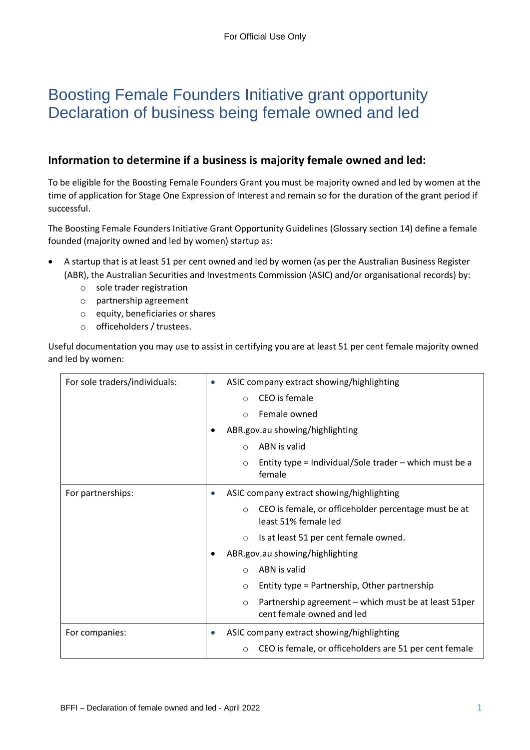# Boosting Female Founders Initiative grant opportunity Declaration of business being female owned and led

## Information to determine if a business is majority female owned and led:

To be eligible for the Boosting Female Founders Grant you must be majority owned and led by women at the time of application for Stage One Expression of Interest and remain so for the duration of the grant period if successful.

The Boosting Female Founders Initiative Grant Opportunity Guidelines (Glossary section 14) define a female founded (majority owned and led by women) startup as:

- A startup that is at least 51 per cent owned and led by women (as per the Australian Business Register (ABR), the Australian Securities and Investments Commission (ASIC) and/or organisational records) by:
  - sole trader registration
  - partnership agreement
  - equity, beneficiaries or shares
  - officeholders / trustees.

Useful documentation you may use to assist in certifying you are at least 51 per cent female majority owned and led by women:

| | |
|---|---|
| For sole traders/individuals: | • ASIC company extract showing/highlighting<br>&nbsp;&nbsp;&nbsp;&nbsp;○ CEO is female<br>&nbsp;&nbsp;&nbsp;&nbsp;○ Female owned<br>• ABR.gov.au showing/highlighting<br>&nbsp;&nbsp;&nbsp;&nbsp;○ ABN is valid<br>&nbsp;&nbsp;&nbsp;&nbsp;○ Entity type = Individual/Sole trader – which must be a female |
| For partnerships: | • ASIC company extract showing/highlighting<br>&nbsp;&nbsp;&nbsp;&nbsp;○ CEO is female, or officeholder percentage must be at least 51% female led<br>&nbsp;&nbsp;&nbsp;&nbsp;○ Is at least 51 per cent female owned.<br>• ABR.gov.au showing/highlighting<br>&nbsp;&nbsp;&nbsp;&nbsp;○ ABN is valid<br>&nbsp;&nbsp;&nbsp;&nbsp;○ Entity type = Partnership, Other partnership<br>&nbsp;&nbsp;&nbsp;&nbsp;○ Partnership agreement – which must be at least 51per cent female owned and led |
| For companies: | • ASIC company extract showing/highlighting<br>&nbsp;&nbsp;&nbsp;&nbsp;○ CEO is female, or officeholders are 51 per cent female |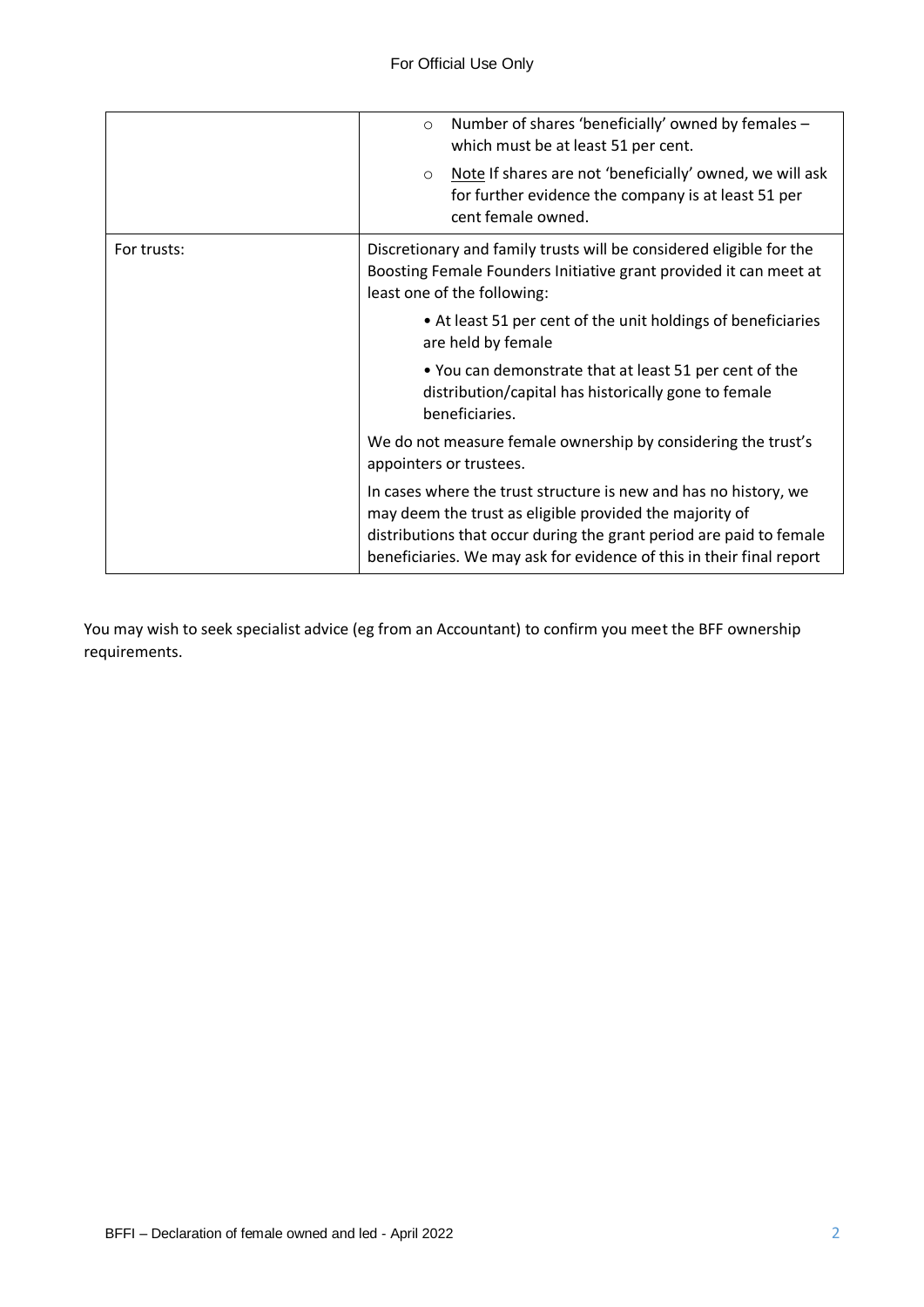| | |
|---|---|
| | ○ Number of shares 'beneficially' owned by females – which must be at least 51 per cent.<br>○ <u>Note</u> If shares are not 'beneficially' owned, we will ask for further evidence the company is at least 51 per cent female owned. |
| For trusts: | Discretionary and family trusts will be considered eligible for the Boosting Female Founders Initiative grant provided it can meet at least one of the following:<br>• At least 51 per cent of the unit holdings of beneficiaries are held by female<br>• You can demonstrate that at least 51 per cent of the distribution/capital has historically gone to female beneficiaries.<br>We do not measure female ownership by considering the trust's appointers or trustees.<br>In cases where the trust structure is new and has no history, we may deem the trust as eligible provided the majority of distributions that occur during the grant period are paid to female beneficiaries. We may ask for evidence of this in their final report |

You may wish to seek specialist advice (eg from an Accountant) to confirm you meet the BFF ownership requirements.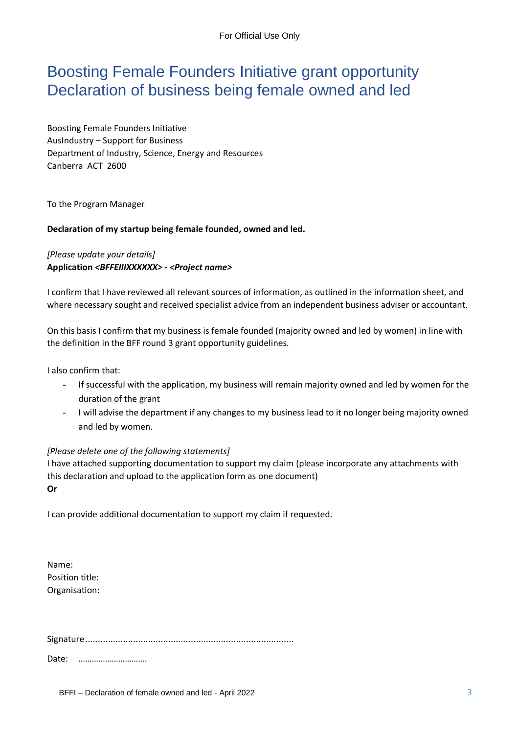For Official Use Only

# Boosting Female Founders Initiative grant opportunity Declaration of business being female owned and led

Boosting Female Founders Initiative
AusIndustry – Support for Business
Department of Industry, Science, Energy and Resources
Canberra ACT 2600

To the Program Manager

**Declaration of my startup being female founded, owned and led.**

*[Please update your details]*
**Application *<BFFEIIIXXXXXX> - <Project name>***

I confirm that I have reviewed all relevant sources of information, as outlined in the information sheet, and where necessary sought and received specialist advice from an independent business adviser or accountant.

On this basis I confirm that my business is female founded (majority owned and led by women) in line with the definition in the BFF round 3 grant opportunity guidelines.

I also confirm that:

- If successful with the application, my business will remain majority owned and led by women for the duration of the grant
- I will advise the department if any changes to my business lead to it no longer being majority owned and led by women.

*[Please delete one of the following statements]*
I have attached supporting documentation to support my claim (please incorporate any attachments with this declaration and upload to the application form as one document)
**Or**

I can provide additional documentation to support my claim if requested.

Name:
Position title:
Organisation:

Signature ...................................................................................

Date: ………………………….